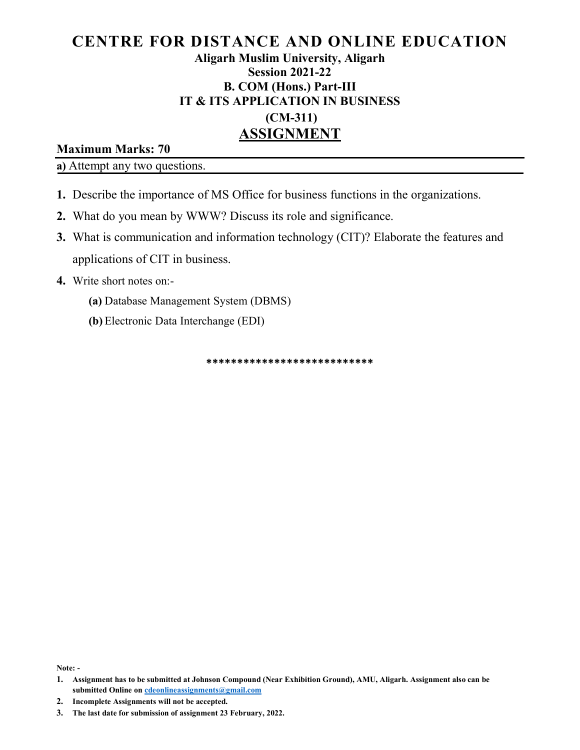# CENTRE FOR DISTANCE AND ONLINE EDUCATION

**Aligarh Muslim University, Aligarh**

**Session 2021-22**

**B. COM (Hons.) Part-III**

**IT & ITS APPLICATION IN BUSINESS**

**(CM-311)**

## ASSIGNMENT

**Maximum Marks: 70**

**a)** Attempt any two questions.

1. Describe the importance of MS Office for business functions in the organizations.
2. What do you mean by WWW? Discuss its role and significance.
3. What is communication and information technology (CIT)? Elaborate the features and applications of CIT in business.
4. Write short notes on:-
   - **(a)** Database Management System (DBMS)
   - **(b)** Electronic Data Interchange (EDI)

***************************

**Note: -**

1. **Assignment has to be submitted at Johnson Compound (Near Exhibition Ground), AMU, Aligarh. Assignment also can be submitted Online on cdeonlineassignments@gmail.com**
2. **Incomplete Assignments will not be accepted.**
3. **The last date for submission of assignment 23 February, 2022.**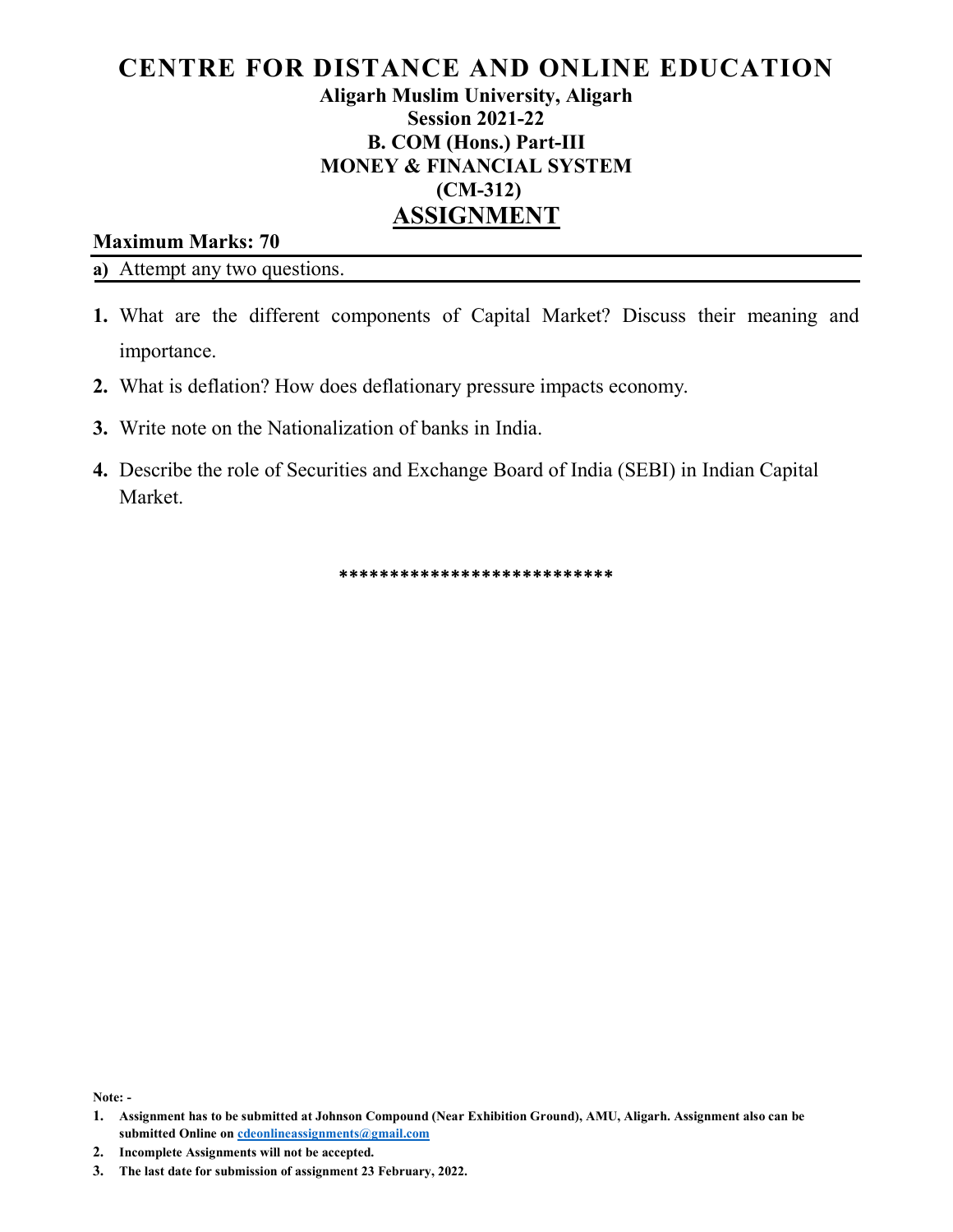# CENTRE FOR DISTANCE AND ONLINE EDUCATION

**Aligarh Muslim University, Aligarh**
**Session 2021-22**
**B. COM (Hons.) Part-III**
**MONEY & FINANCIAL SYSTEM**
**(CM-312)**

## ASSIGNMENT

**Maximum Marks: 70**

**a)** Attempt any two questions.

1. What are the different components of Capital Market? Discuss their meaning and importance.
2. What is deflation? How does deflationary pressure impacts economy.
3. Write note on the Nationalization of banks in India.
4. Describe the role of Securities and Exchange Board of India (SEBI) in Indian Capital Market.

***************************

**Note: -**

1. **Assignment has to be submitted at Johnson Compound (Near Exhibition Ground), AMU, Aligarh. Assignment also can be submitted Online on cdeonlineassignments@gmail.com**
2. **Incomplete Assignments will not be accepted.**
3. **The last date for submission of assignment 23 February, 2022.**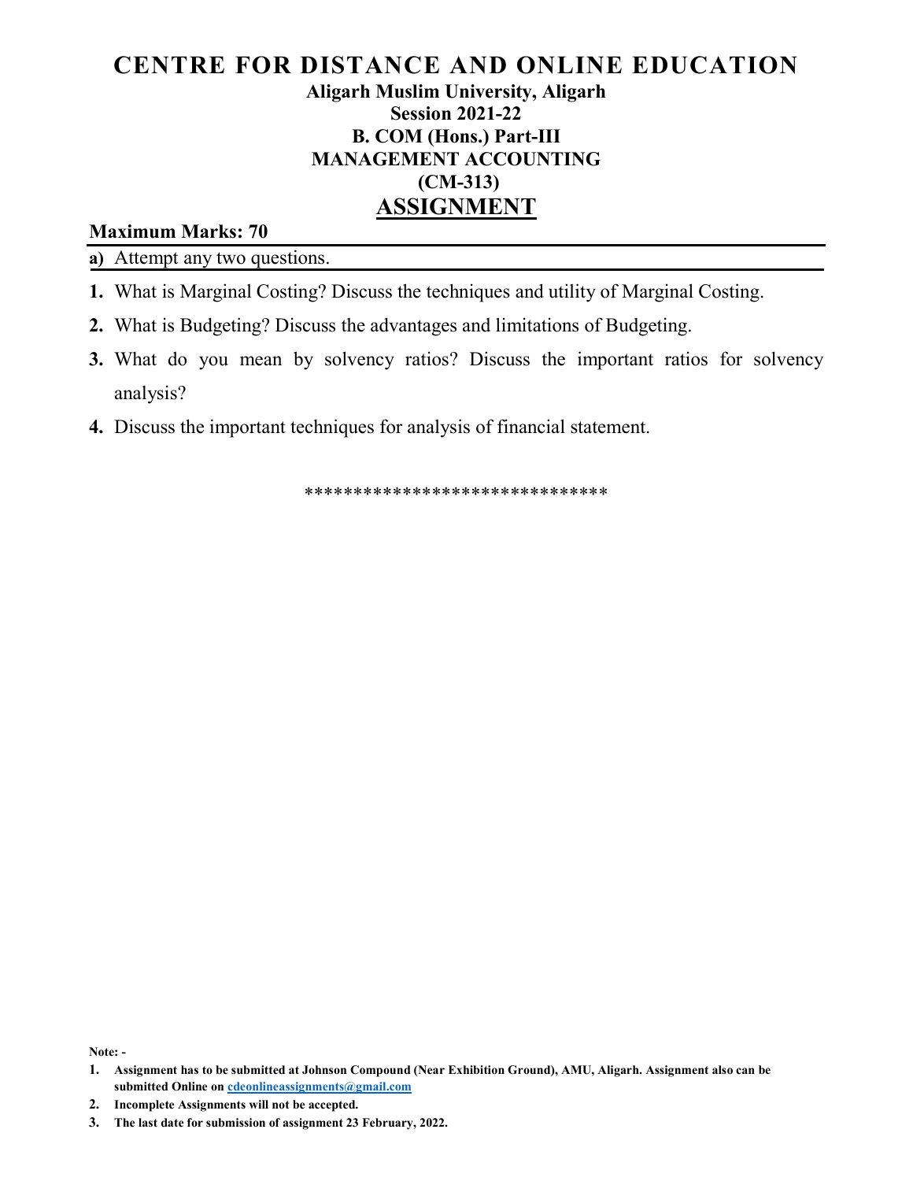# CENTRE FOR DISTANCE AND ONLINE EDUCATION

**Aligarh Muslim University, Aligarh**

**Session 2021-22**

**B. COM (Hons.) Part-III**

**MANAGEMENT ACCOUNTING**

**(CM-313)**

## ASSIGNMENT

**Maximum Marks: 70**

**a)** Attempt any two questions.

1. What is Marginal Costing? Discuss the techniques and utility of Marginal Costing.
2. What is Budgeting? Discuss the advantages and limitations of Budgeting.
3. What do you mean by solvency ratios? Discuss the important ratios for solvency analysis?
4. Discuss the important techniques for analysis of financial statement.

******************************

**Note: -**

1. **Assignment has to be submitted at Johnson Compound (Near Exhibition Ground), AMU, Aligarh. Assignment also can be submitted Online on cdeonlineassignments@gmail.com**
2. **Incomplete Assignments will not be accepted.**
3. **The last date for submission of assignment 23 February, 2022.**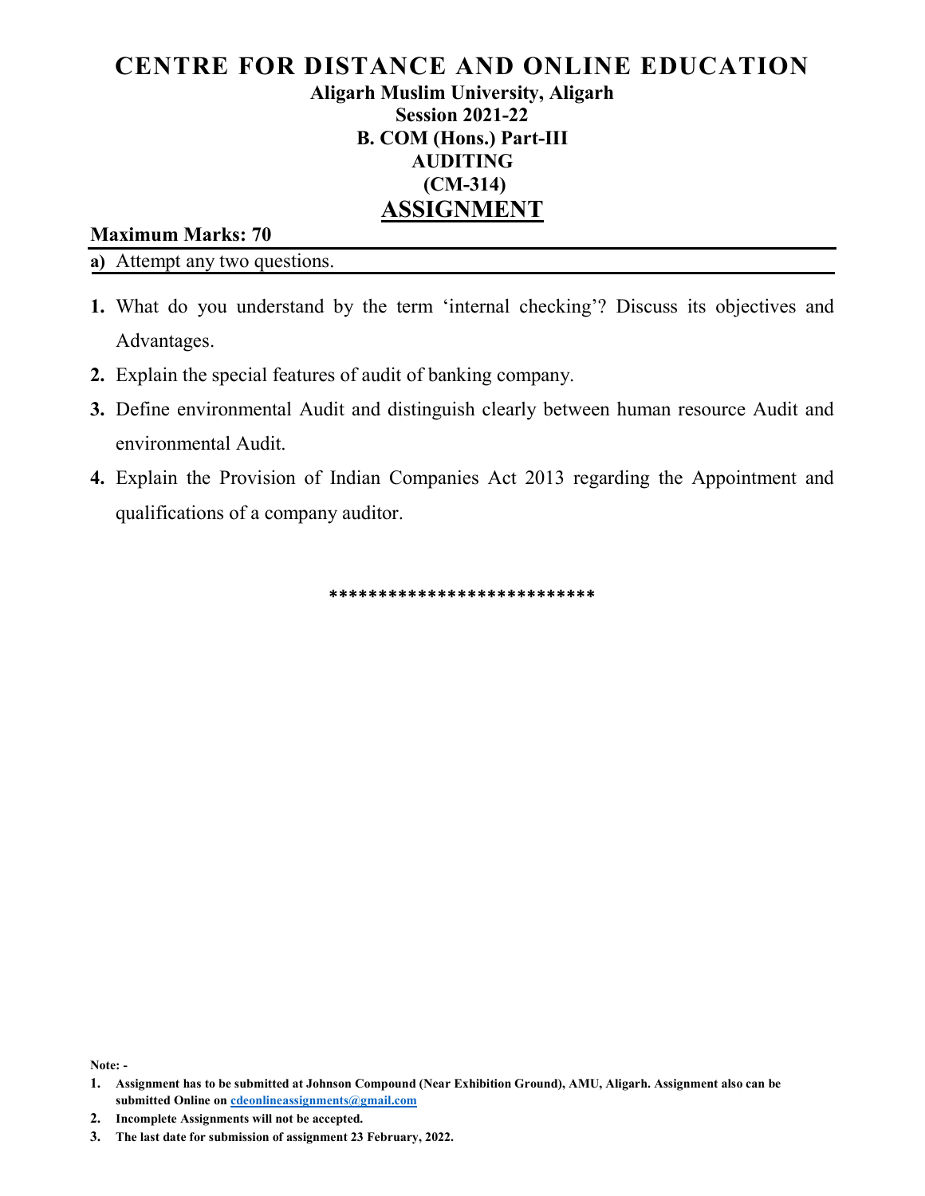# CENTRE FOR DISTANCE AND ONLINE EDUCATION

**Aligarh Muslim University, Aligarh**
**Session 2021-22**
**B. COM (Hons.) Part-III**
**AUDITING**
**(CM-314)**

## ASSIGNMENT

**Maximum Marks: 70**

**a)** Attempt any two questions.

1. What do you understand by the term 'internal checking'? Discuss its objectives and Advantages.
2. Explain the special features of audit of banking company.
3. Define environmental Audit and distinguish clearly between human resource Audit and environmental Audit.
4. Explain the Provision of Indian Companies Act 2013 regarding the Appointment and qualifications of a company auditor.

***************************

**Note: -**

1. **Assignment has to be submitted at Johnson Compound (Near Exhibition Ground), AMU, Aligarh. Assignment also can be submitted Online on cdeonlineassignments@gmail.com**
2. **Incomplete Assignments will not be accepted.**
3. **The last date for submission of assignment 23 February, 2022.**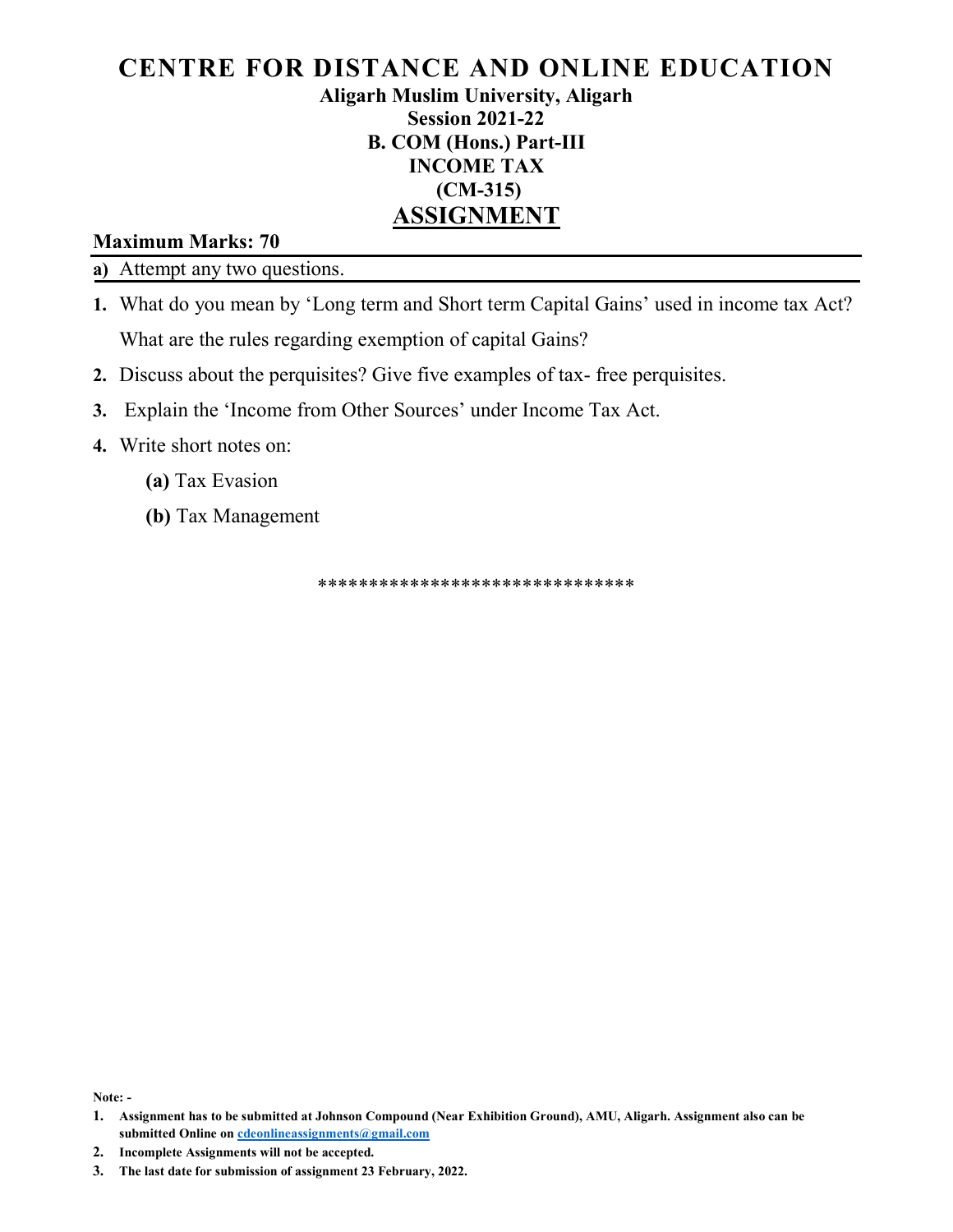# CENTRE FOR DISTANCE AND ONLINE EDUCATION

**Aligarh Muslim University, Aligarh**
**Session 2021-22**
**B. COM (Hons.) Part-III**
**INCOME TAX**
**(CM-315)**

## ASSIGNMENT

**Maximum Marks: 70**

**a)** Attempt any two questions.

1. What do you mean by 'Long term and Short term Capital Gains' used in income tax Act? What are the rules regarding exemption of capital Gains?
2. Discuss about the perquisites? Give five examples of tax- free perquisites.
3. Explain the 'Income from Other Sources' under Income Tax Act.
4. Write short notes on:
   - **(a)** Tax Evasion
   - **(b)** Tax Management

******************************

**Note: -**

1. **Assignment has to be submitted at Johnson Compound (Near Exhibition Ground), AMU, Aligarh. Assignment also can be submitted Online on cdeonlineassignments@gmail.com**
2. **Incomplete Assignments will not be accepted.**
3. **The last date for submission of assignment 23 February, 2022.**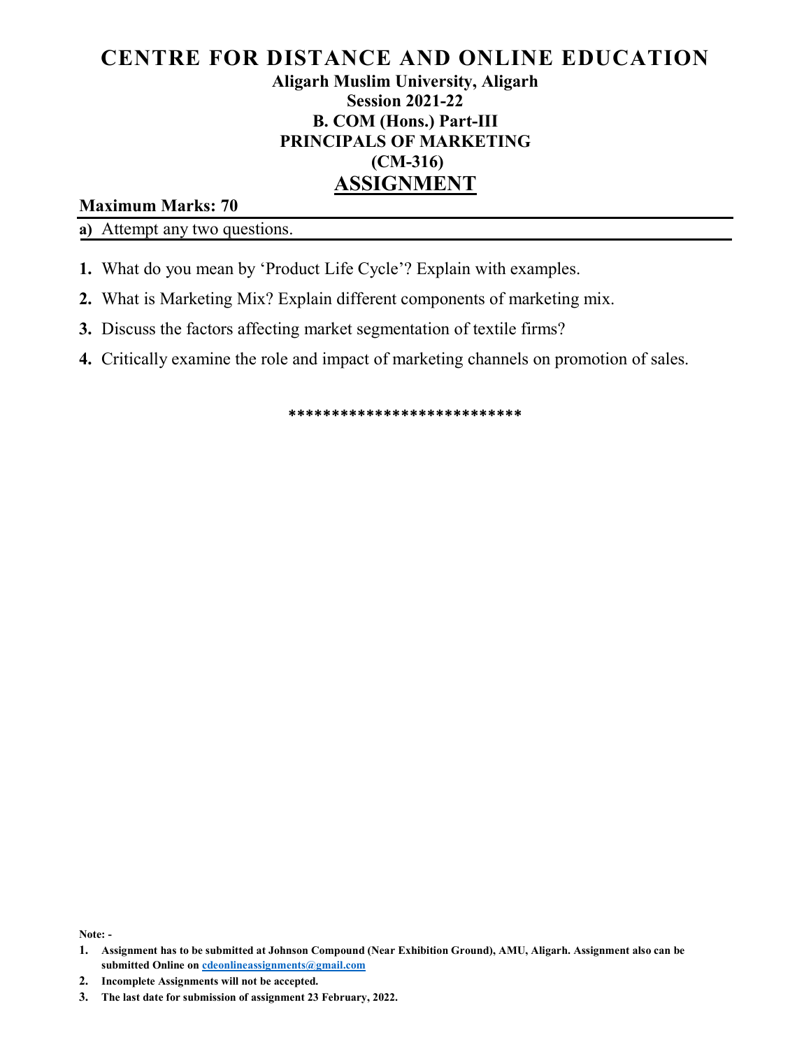# CENTRE FOR DISTANCE AND ONLINE EDUCATION

**Aligarh Muslim University, Aligarh**

**Session 2021-22**

**B. COM (Hons.) Part-III**

**PRINCIPALS OF MARKETING**

**(CM-316)**

## ASSIGNMENT

**Maximum Marks: 70**

**a)** Attempt any two questions.

1. What do you mean by 'Product Life Cycle'? Explain with examples.
2. What is Marketing Mix? Explain different components of marketing mix.
3. Discuss the factors affecting market segmentation of textile firms?
4. Critically examine the role and impact of marketing channels on promotion of sales.

***************************

**Note: -**

1. **Assignment has to be submitted at Johnson Compound (Near Exhibition Ground), AMU, Aligarh. Assignment also can be submitted Online on cdeonlineassignments@gmail.com**
2. **Incomplete Assignments will not be accepted.**
3. **The last date for submission of assignment 23 February, 2022.**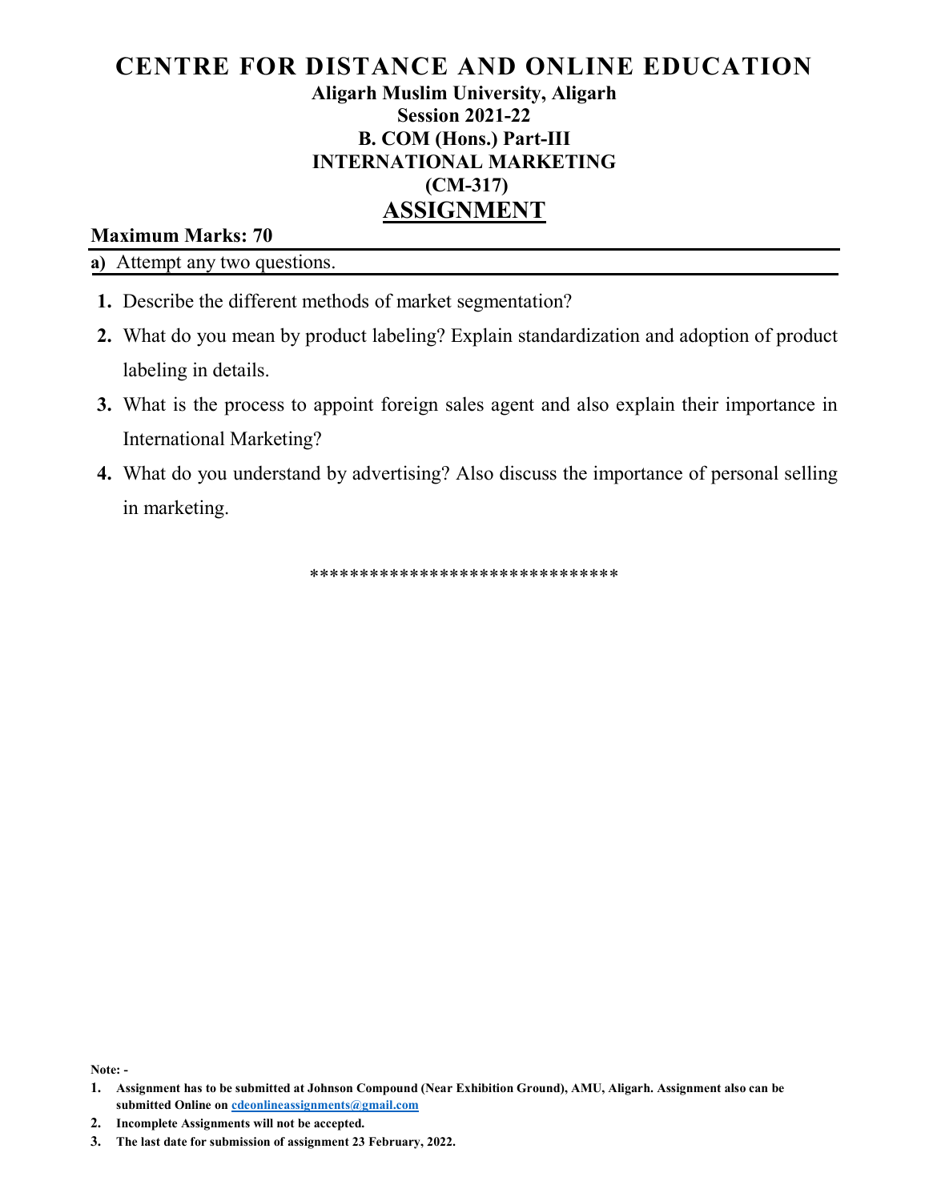# CENTRE FOR DISTANCE AND ONLINE EDUCATION

**Aligarh Muslim University, Aligarh**
**Session 2021-22**
**B. COM (Hons.) Part-III**
**INTERNATIONAL MARKETING**
**(CM-317)**

## ASSIGNMENT

**Maximum Marks: 70**

**a)** Attempt any two questions.

1. Describe the different methods of market segmentation?
2. What do you mean by product labeling? Explain standardization and adoption of product labeling in details.
3. What is the process to appoint foreign sales agent and also explain their importance in International Marketing?
4. What do you understand by advertising? Also discuss the importance of personal selling in marketing.

******************************

**Note: -**

1. **Assignment has to be submitted at Johnson Compound (Near Exhibition Ground), AMU, Aligarh. Assignment also can be submitted Online on cdeonlineassignments@gmail.com**
2. **Incomplete Assignments will not be accepted.**
3. **The last date for submission of assignment 23 February, 2022.**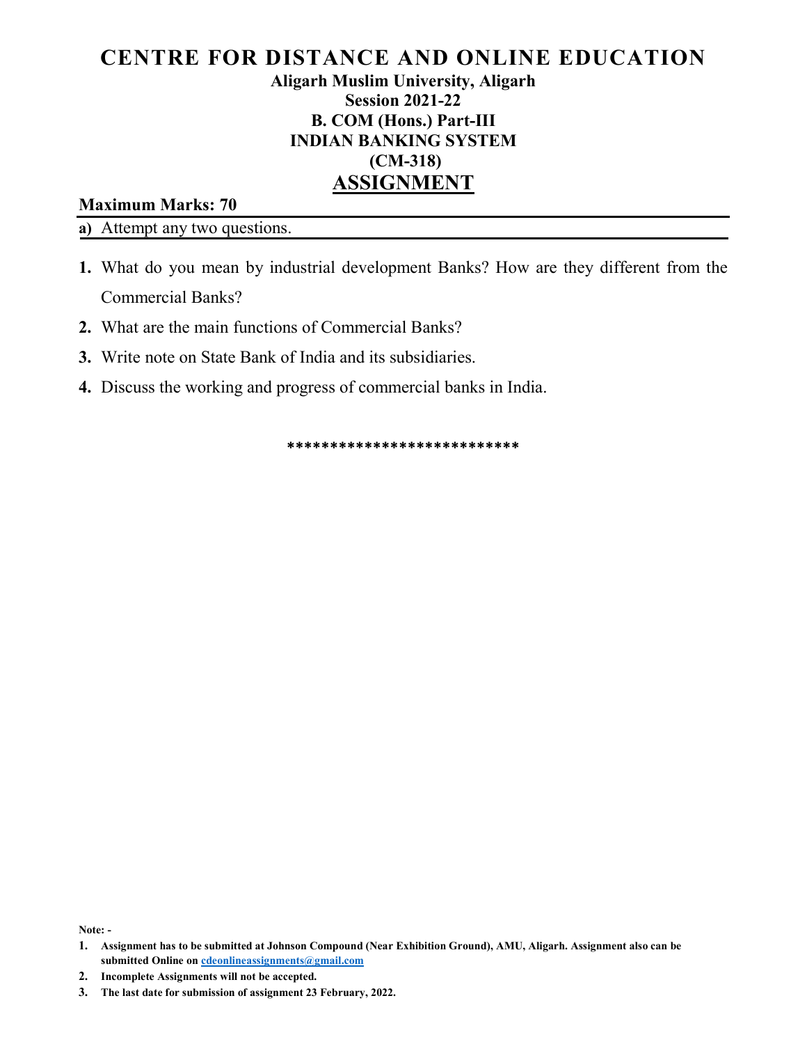# CENTRE FOR DISTANCE AND ONLINE EDUCATION

**Aligarh Muslim University, Aligarh**
**Session 2021-22**
**B. COM (Hons.) Part-III**
**INDIAN BANKING SYSTEM**
**(CM-318)**

## ASSIGNMENT

**Maximum Marks: 70**

**a)** Attempt any two questions.

1. What do you mean by industrial development Banks? How are they different from the Commercial Banks?
2. What are the main functions of Commercial Banks?
3. Write note on State Bank of India and its subsidiaries.
4. Discuss the working and progress of commercial banks in India.

***************************

**Note: -**

1. **Assignment has to be submitted at Johnson Compound (Near Exhibition Ground), AMU, Aligarh. Assignment also can be submitted Online on cdeonlineassignments@gmail.com**
2. **Incomplete Assignments will not be accepted.**
3. **The last date for submission of assignment 23 February, 2022.**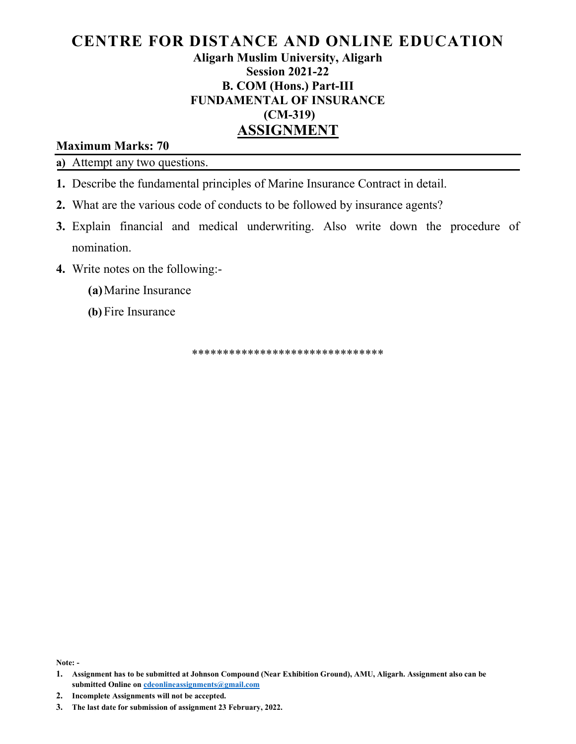# CENTRE FOR DISTANCE AND ONLINE EDUCATION

**Aligarh Muslim University, Aligarh**

**Session 2021-22**

**B. COM (Hons.) Part-III**

**FUNDAMENTAL OF INSURANCE**

**(CM-319)**

## ASSIGNMENT

**Maximum Marks: 70**

**a)** Attempt any two questions.

1. Describe the fundamental principles of Marine Insurance Contract in detail.
2. What are the various code of conducts to be followed by insurance agents?
3. Explain financial and medical underwriting. Also write down the procedure of nomination.
4. Write notes on the following:-

   **(a)** Marine Insurance

   **(b)** Fire Insurance

*******************************

**Note: -**

1. **Assignment has to be submitted at Johnson Compound (Near Exhibition Ground), AMU, Aligarh. Assignment also can be submitted Online on cdeonlineassignments@gmail.com**
2. **Incomplete Assignments will not be accepted.**
3. **The last date for submission of assignment 23 February, 2022.**